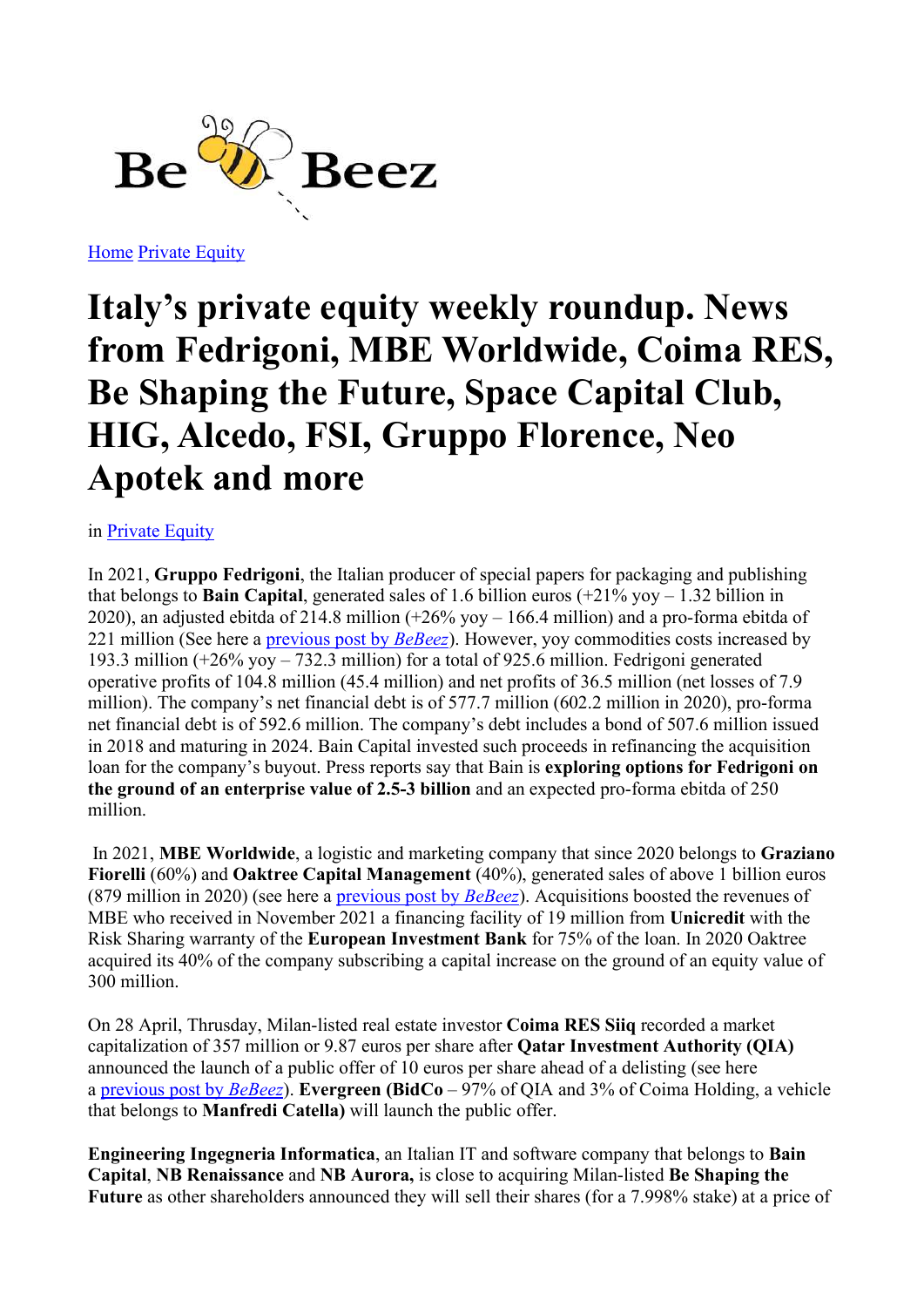Home Private Equity

# Italy's private equity weekly roundup. News from Fedrigoni, MBE Worldwide, Coima RES, Be Shaping the Future, Space Capital Club, HIG, Alcedo, FSI, Gruppo Florence, Neo Apotek and more

in Private Equity

In 2021, **Gruppo Fedrigoni**, the Italian producer of special papers for packaging and publishing that belongs to **Bain Capital**, generated sales of 1.6 billion euros (+21% yoy – 1.32 billion in 2020), an adjusted ebitda of 214.8 million (+26% yoy – 166.4 million) and a pro-forma ebitda of 221 million (See here a previous post by *BeBeez*). However, yoy commodities costs increased by 193.3 million (+26% yoy – 732.3 million) for a total of 925.6 million. Fedrigoni generated operative profits of 104.8 million (45.4 million) and net profits of 36.5 million (net losses of 7.9 million). The company's net financial debt is of 577.7 million (602.2 million in 2020), pro-forma net financial debt is of 592.6 million. The company's debt includes a bond of 507.6 million issued in 2018 and maturing in 2024. Bain Capital invested such proceeds in refinancing the acquisition loan for the company's buyout. Press reports say that Bain is **exploring options for Fedrigoni on the ground of an enterprise value of 2.5-3 billion** and an expected pro-forma ebitda of 250 million.

In 2021, **MBE Worldwide**, a logistic and marketing company that since 2020 belongs to **Graziano Fiorelli** (60%) and **Oaktree Capital Management** (40%), generated sales of above 1 billion euros (879 million in 2020) (see here a previous post by *BeBeez*). Acquisitions boosted the revenues of MBE who received in November 2021 a financing facility of 19 million from **Unicredit** with the Risk Sharing warranty of the **European Investment Bank** for 75% of the loan. In 2020 Oaktree acquired its 40% of the company subscribing a capital increase on the ground of an equity value of 300 million.

On 28 April, Thursday, Milan-listed real estate investor **Coima RES Siiq** recorded a market capitalization of 357 million or 9.87 euros per share after **Qatar Investment Authority (QIA)** announced the launch of a public offer of 10 euros per share ahead of a delisting (see here a previous post by *BeBeez*). **Evergreen (BidCo** – 97% of QIA and 3% of Coima Holding, a vehicle that belongs to **Manfredi Catella)** will launch the public offer.

**Engineering Ingegneria Informatica**, an Italian IT and software company that belongs to **Bain Capital**, **NB Renaissance** and **NB Aurora,** is close to acquiring Milan-listed **Be Shaping the Future** as other shareholders announced they will sell their shares (for a 7.998% stake) at a price of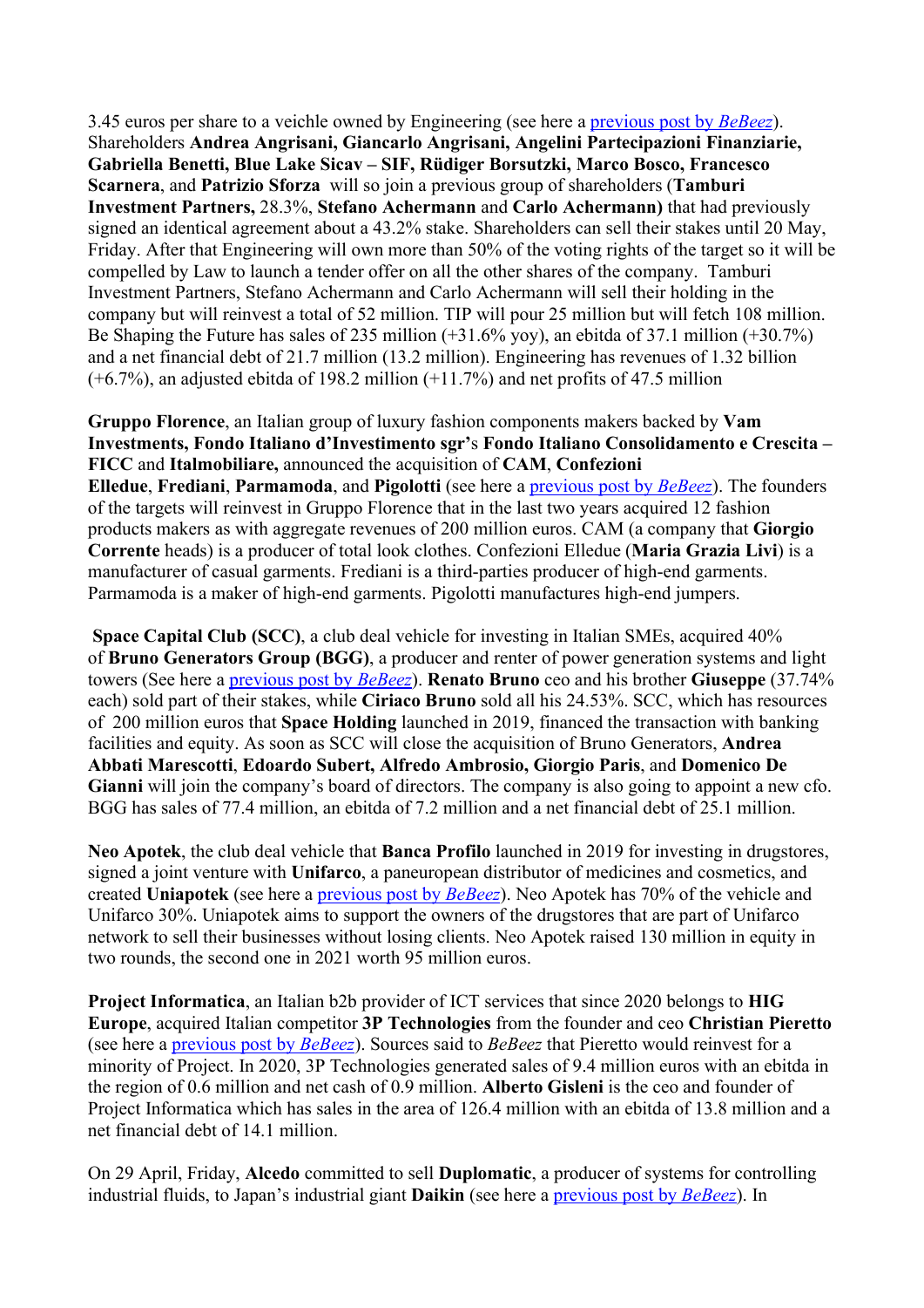3.45 euros per share to a veichle owned by Engineering (see here a [previous post by *BeBeez*](#)). Shareholders **Andrea Angrisani, Giancarlo Angrisani, Angelini Partecipazioni Finanziarie, Gabriella Benetti, Blue Lake Sicav – SIF, Rüdiger Borsutzki, Marco Bosco, Francesco Scarnera**, and **Patrizio Sforza** will so join a previous group of shareholders (**Tamburi Investment Partners,** 28.3%, **Stefano Achermann** and **Carlo Achermann)** that had previously signed an identical agreement about a 43.2% stake. Shareholders can sell their stakes until 20 May, Friday. After that Engineering will own more than 50% of the voting rights of the target so it will be compelled by Law to launch a tender offer on all the other shares of the company. Tamburi Investment Partners, Stefano Achermann and Carlo Achermann will sell their holding in the company but will reinvest a total of 52 million. TIP will pour 25 million but will fetch 108 million. Be Shaping the Future has sales of 235 million (+31.6% yoy), an ebitda of 37.1 million (+30.7%) and a net financial debt of 21.7 million (13.2 million). Engineering has revenues of 1.32 billion (+6.7%), an adjusted ebitda of 198.2 million (+11.7%) and net profits of 47.5 million

**Gruppo Florence**, an Italian group of luxury fashion components makers backed by **Vam Investments, Fondo Italiano d'Investimento sgr**'s **Fondo Italiano Consolidamento e Crescita – FICC** and **Italmobiliare,** announced the acquisition of **CAM**, **Confezioni Elledue**, **Frediani**, **Parmamoda**, and **Pigolotti** (see here a [previous post by *BeBeez*](#)). The founders of the targets will reinvest in Gruppo Florence that in the last two years acquired 12 fashion products makers as with aggregate revenues of 200 million euros. CAM (a company that **Giorgio Corrente** heads) is a producer of total look clothes. Confezioni Elledue (**Maria Grazia Livi**) is a manufacturer of casual garments. Frediani is a third-parties producer of high-end garments. Parmamoda is a maker of high-end garments. Pigolotti manufactures high-end jumpers.

**Space Capital Club (SCC)**, a club deal vehicle for investing in Italian SMEs, acquired 40% of **Bruno Generators Group (BGG)**, a producer and renter of power generation systems and light towers (See here a [previous post by *BeBeez*](#)). **Renato Bruno** ceo and his brother **Giuseppe** (37.74% each) sold part of their stakes, while **Ciriaco Bruno** sold all his 24.53%. SCC, which has resources of 200 million euros that **Space Holding** launched in 2019, financed the transaction with banking facilities and equity. As soon as SCC will close the acquisition of Bruno Generators, **Andrea Abbati Marescotti**, **Edoardo Subert, Alfredo Ambrosio, Giorgio Paris**, and **Domenico De Gianni** will join the company's board of directors. The company is also going to appoint a new cfo. BGG has sales of 77.4 million, an ebitda of 7.2 million and a net financial debt of 25.1 million.

**Neo Apotek**, the club deal vehicle that **Banca Profilo** launched in 2019 for investing in drugstores, signed a joint venture with **Unifarco**, a paneuropean distributor of medicines and cosmetics, and created **Uniapotek** (see here a [previous post by *BeBeez*](#)). Neo Apotek has 70% of the vehicle and Unifarco 30%. Uniapotek aims to support the owners of the drugstores that are part of Unifarco network to sell their businesses without losing clients. Neo Apotek raised 130 million in equity in two rounds, the second one in 2021 worth 95 million euros.

**Project Informatica**, an Italian b2b provider of ICT services that since 2020 belongs to **HIG Europe**, acquired Italian competitor **3P Technologies** from the founder and ceo **Christian Pieretto** (see here a [previous post by *BeBeez*](#)). Sources said to *BeBeez* that Pieretto would reinvest for a minority of Project. In 2020, 3P Technologies generated sales of 9.4 million euros with an ebitda in the region of 0.6 million and net cash of 0.9 million. **Alberto Gisleni** is the ceo and founder of Project Informatica which has sales in the area of 126.4 million with an ebitda of 13.8 million and a net financial debt of 14.1 million.

On 29 April, Friday, **Alcedo** committed to sell **Duplomatic**, a producer of systems for controlling industrial fluids, to Japan's industrial giant **Daikin** (see here a [previous post by *BeBeez*](#)). In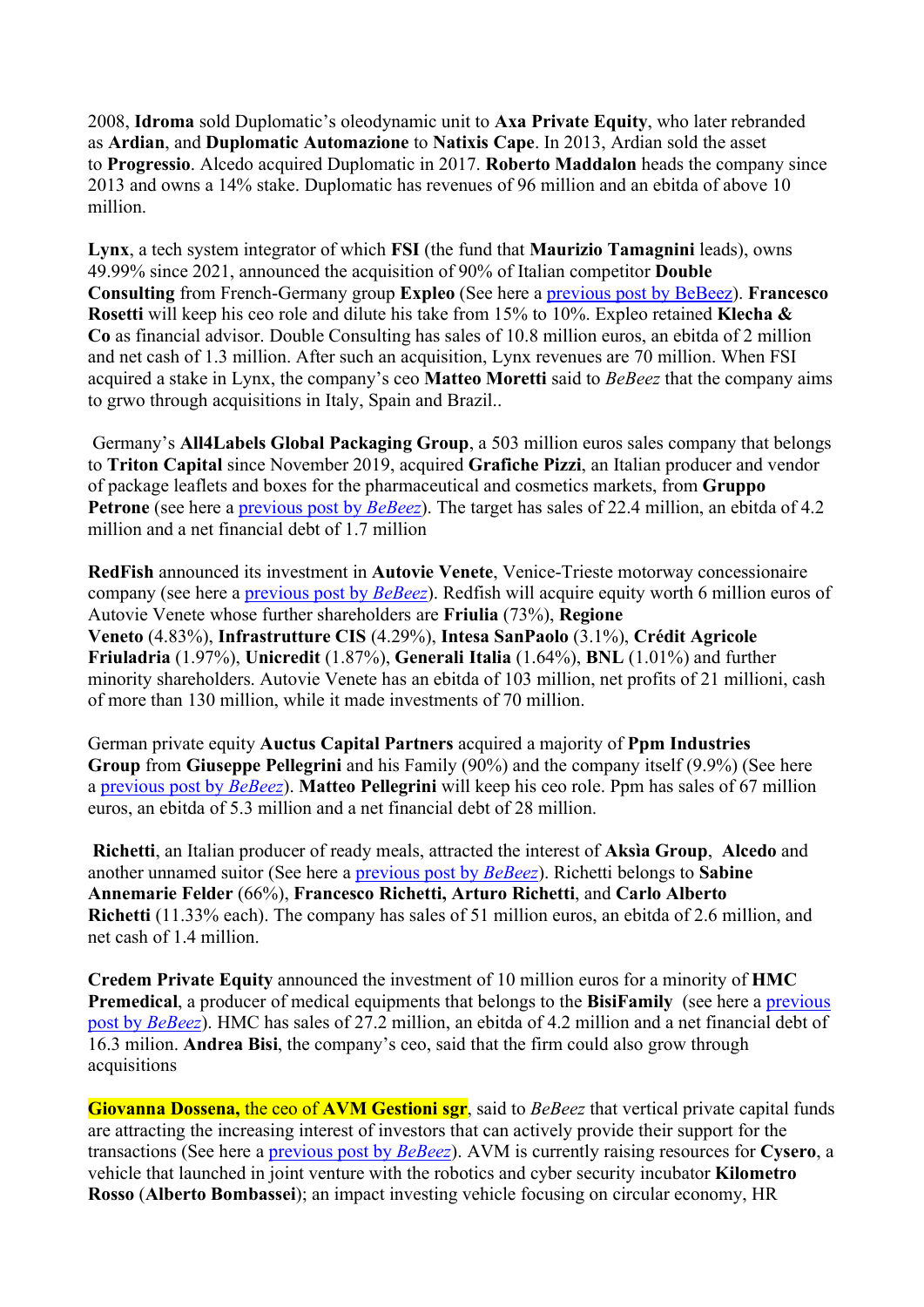2008, **Idroma** sold Duplomatic's oleodynamic unit to **Axa Private Equity**, who later rebranded as **Ardian**, and **Duplomatic Automazione** to **Natixis Cape**. In 2013, Ardian sold the asset to **Progressio**. Alcedo acquired Duplomatic in 2017. **Roberto Maddalon** heads the company since 2013 and owns a 14% stake. Duplomatic has revenues of 96 million and an ebitda of above 10 million.

**Lynx**, a tech system integrator of which **FSI** (the fund that **Maurizio Tamagnini** leads), owns 49.99% since 2021, announced the acquisition of 90% of Italian competitor **Double Consulting** from French-Germany group **Expleo** (See here a [previous post by BeBeez](#)). **Francesco Rosetti** will keep his ceo role and dilute his take from 15% to 10%. Expleo retained **Klecha & Co** as financial advisor. Double Consulting has sales of 10.8 million euros, an ebitda of 2 million and net cash of 1.3 million. After such an acquisition, Lynx revenues are 70 million. When FSI acquired a stake in Lynx, the company's ceo **Matteo Moretti** said to *BeBeez* that the company aims to grwo through acquisitions in Italy, Spain and Brazil..

Germany's **All4Labels Global Packaging Group**, a 503 million euros sales company that belongs to **Triton Capital** since November 2019, acquired **Grafiche Pizzi**, an Italian producer and vendor of package leaflets and boxes for the pharmaceutical and cosmetics markets, from **Gruppo Petrone** (see here a [previous post by *BeBeez*](#)). The target has sales of 22.4 million, an ebitda of 4.2 million and a net financial debt of 1.7 million

**RedFish** announced its investment in **Autovie Venete**, Venice-Trieste motorway concessionaire company (see here a [previous post by *BeBeez*](#)). Redfish will acquire equity worth 6 million euros of Autovie Venete whose further shareholders are **Friulia** (73%), **Regione Veneto** (4.83%), **Infrastrutture CIS** (4.29%), **Intesa SanPaolo** (3.1%), **Crédit Agricole Friuladria** (1.97%), **Unicredit** (1.87%), **Generali Italia** (1.64%), **BNL** (1.01%) and further minority shareholders. Autovie Venete has an ebitda of 103 million, net profits of 21 millioni, cash of more than 130 million, while it made investments of 70 million.

German private equity **Auctus Capital Partners** acquired a majority of **Ppm Industries Group** from **Giuseppe Pellegrini** and his Family (90%) and the company itself (9.9%) (See here a [previous post by *BeBeez*](#)). **Matteo Pellegrini** will keep his ceo role. Ppm has sales of 67 million euros, an ebitda of 5.3 million and a net financial debt of 28 million.

**Richetti**, an Italian producer of ready meals, attracted the interest of **Aksìa Group**, **Alcedo** and another unnamed suitor (See here a [previous post by *BeBeez*](#)). Richetti belongs to **Sabine Annemarie Felder** (66%), **Francesco Richetti, Arturo Richetti**, and **Carlo Alberto Richetti** (11.33% each). The company has sales of 51 million euros, an ebitda of 2.6 million, and net cash of 1.4 million.

**Credem Private Equity** announced the investment of 10 million euros for a minority of **HMC Premedical**, a producer of medical equipments that belongs to the **BisiFamily** (see here a [previous post by *BeBeez*](#)). HMC has sales of 27.2 million, an ebitda of 4.2 million and a net financial debt of 16.3 milion. **Andrea Bisi**, the company's ceo, said that the firm could also grow through acquisitions

**Giovanna Dossena,** the ceo of **AVM Gestioni sgr**, said to *BeBeez* that vertical private capital funds are attracting the increasing interest of investors that can actively provide their support for the transactions (See here a [previous post by *BeBeez*](#)). AVM is currently raising resources for **Cysero**, a vehicle that launched in joint venture with the robotics and cyber security incubator **Kilometro Rosso** (**Alberto Bombassei**); an impact investing vehicle focusing on circular economy, HR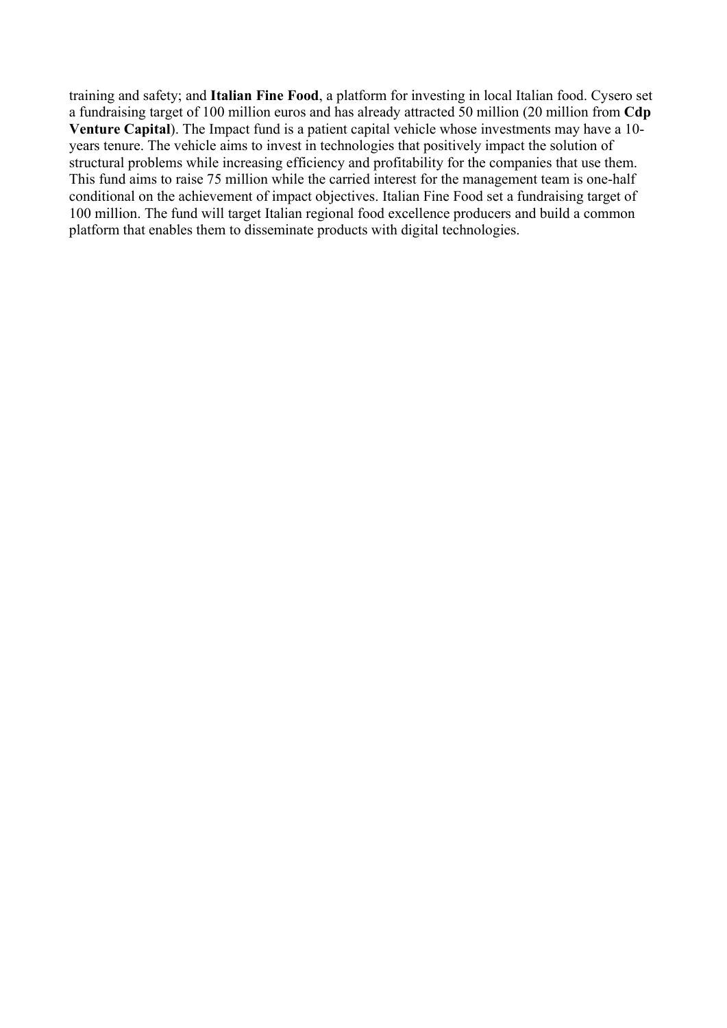training and safety; and **Italian Fine Food**, a platform for investing in local Italian food. Cysero set a fundraising target of 100 million euros and has already attracted 50 million (20 million from **Cdp Venture Capital**). The Impact fund is a patient capital vehicle whose investments may have a 10-years tenure. The vehicle aims to invest in technologies that positively impact the solution of structural problems while increasing efficiency and profitability for the companies that use them. This fund aims to raise 75 million while the carried interest for the management team is one-half conditional on the achievement of impact objectives. Italian Fine Food set a fundraising target of 100 million. The fund will target Italian regional food excellence producers and build a common platform that enables them to disseminate products with digital technologies.